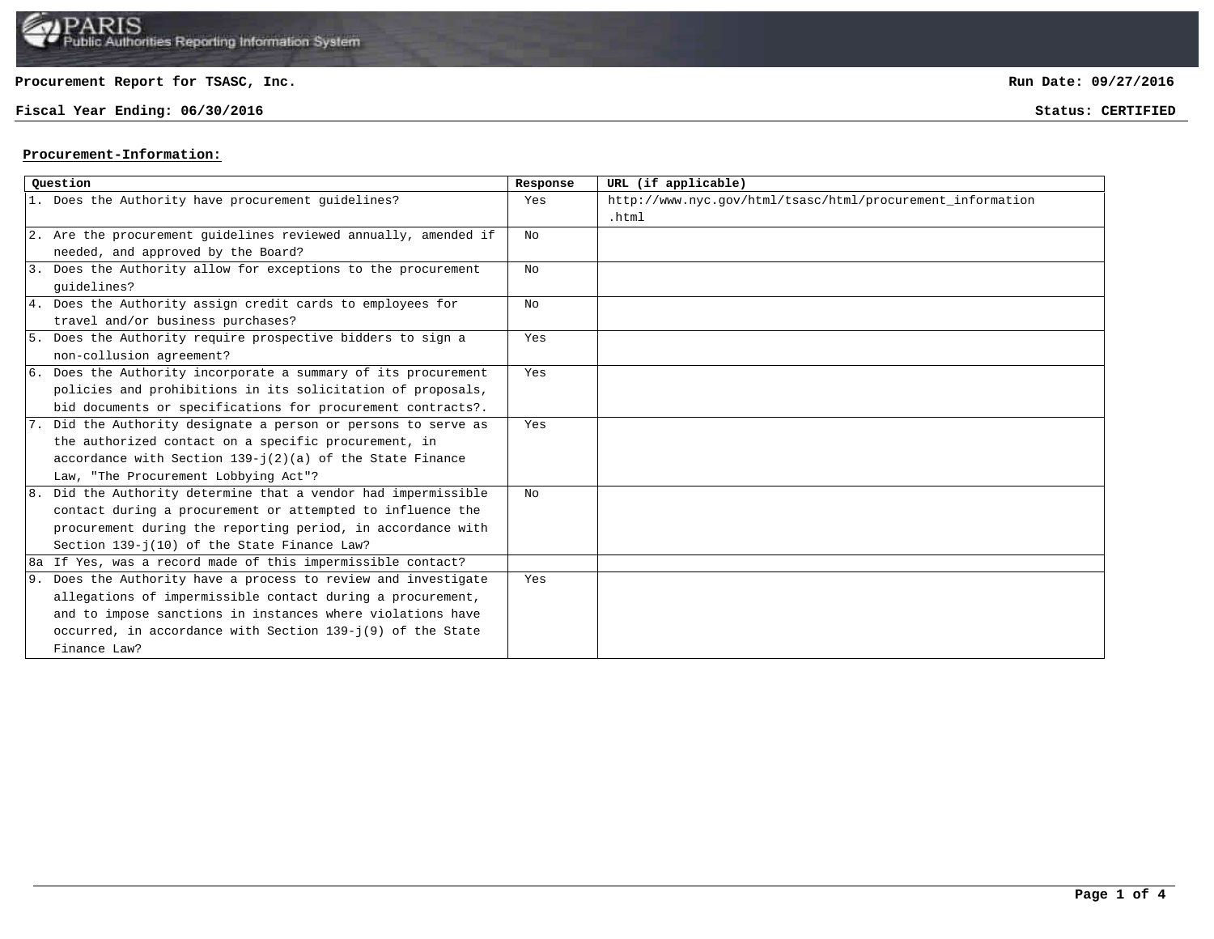**Procurement Report for TSASC, Inc.** **Run Date: 09/27/2016**

**Fiscal Year Ending: 06/30/2016** **Status: CERTIFIED**

**Procurement-Information:**

| Question | Response | URL (if applicable) |
|---|---|---|
| 1. Does the Authority have procurement guidelines? | Yes | http://www.nyc.gov/html/tsasc/html/procurement_information.html |
| 2. Are the procurement guidelines reviewed annually, amended if needed, and approved by the Board? | No | |
| 3. Does the Authority allow for exceptions to the procurement guidelines? | No | |
| 4. Does the Authority assign credit cards to employees for travel and/or business purchases? | No | |
| 5. Does the Authority require prospective bidders to sign a non-collusion agreement? | Yes | |
| 6. Does the Authority incorporate a summary of its procurement policies and prohibitions in its solicitation of proposals, bid documents or specifications for procurement contracts?. | Yes | |
| 7. Did the Authority designate a person or persons to serve as the authorized contact on a specific procurement, in accordance with Section 139-j(2)(a) of the State Finance Law, "The Procurement Lobbying Act"? | Yes | |
| 8. Did the Authority determine that a vendor had impermissible contact during a procurement or attempted to influence the procurement during the reporting period, in accordance with Section 139-j(10) of the State Finance Law? | No | |
| 8a If Yes, was a record made of this impermissible contact? | | |
| 9. Does the Authority have a process to review and investigate allegations of impermissible contact during a procurement, and to impose sanctions in instances where violations have occurred, in accordance with Section 139-j(9) of the State Finance Law? | Yes | |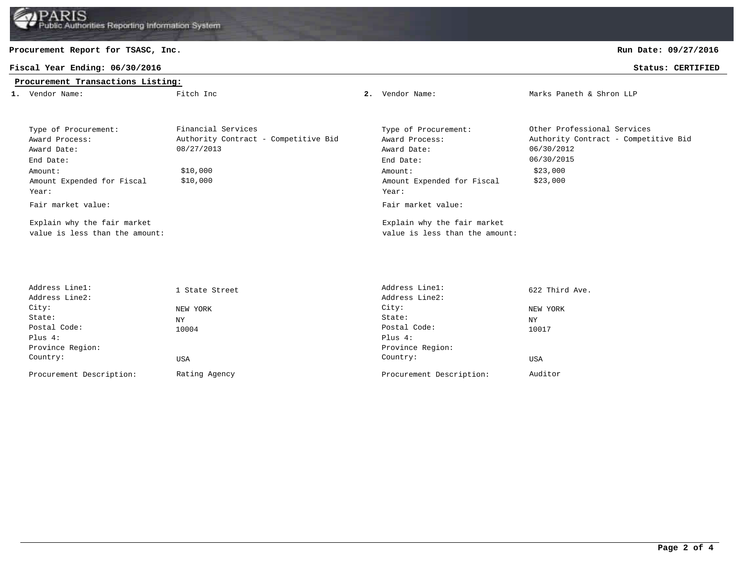**Procurement Report for TSASC, Inc.**

**Run Date: 09/27/2016**

**Fiscal Year Ending: 06/30/2016**

**Status: CERTIFIED**

**Procurement Transactions Listing:**

**1.**

| Field | Value |
|---|---|
| Vendor Name: | Fitch Inc |
| Type of Procurement: | Financial Services |
| Award Process: | Authority Contract - Competitive Bid |
| Award Date: | 08/27/2013 |
| End Date: | |
| Amount: | $10,000 |
| Amount Expended for Fiscal Year: | $10,000 |
| Fair market value: | |
| Explain why the fair market value is less than the amount: | |
| Address Line1: | 1 State Street |
| Address Line2: | |
| City: | NEW YORK |
| State: | NY |
| Postal Code: | 10004 |
| Plus 4: | |
| Province Region: | |
| Country: | USA |
| Procurement Description: | Rating Agency |

**2.**

| Field | Value |
|---|---|
| Vendor Name: | Marks Paneth & Shron LLP |
| Type of Procurement: | Other Professional Services |
| Award Process: | Authority Contract - Competitive Bid |
| Award Date: | 06/30/2012 |
| End Date: | 06/30/2015 |
| Amount: | $23,000 |
| Amount Expended for Fiscal Year: | $23,000 |
| Fair market value: | |
| Explain why the fair market value is less than the amount: | |
| Address Line1: | 622 Third Ave. |
| Address Line2: | |
| City: | NEW YORK |
| State: | NY |
| Postal Code: | 10017 |
| Plus 4: | |
| Province Region: | |
| Country: | USA |
| Procurement Description: | Auditor |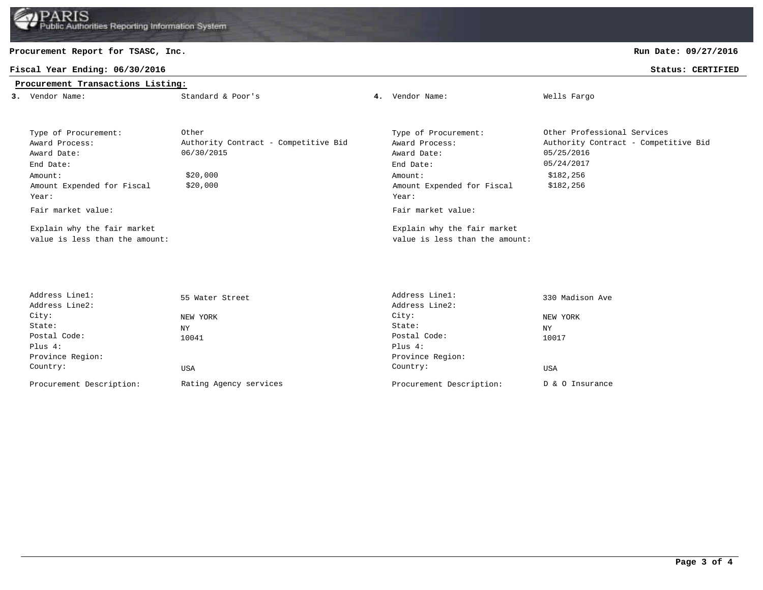**Procurement Report for TSASC, Inc.**

**Run Date: 09/27/2016**

**Fiscal Year Ending: 06/30/2016**

**Status: CERTIFIED**

**Procurement Transactions Listing:**

**3.** Vendor Name: Standard & Poor's

| Field | Value |
|---|---|
| Type of Procurement: | Other |
| Award Process: | Authority Contract - Competitive Bid |
| Award Date: | 06/30/2015 |
| End Date: | |
| Amount: | $20,000 |
| Amount Expended for Fiscal Year: | $20,000 |
| Fair market value: | |
| Explain why the fair market value is less than the amount: | |
| Address Line1: | 55 Water Street |
| Address Line2: | |
| City: | NEW YORK |
| State: | NY |
| Postal Code: | 10041 |
| Plus 4: | |
| Province Region: | |
| Country: | USA |
| Procurement Description: | Rating Agency services |

**4.** Vendor Name: Wells Fargo

| Field | Value |
|---|---|
| Type of Procurement: | Other Professional Services |
| Award Process: | Authority Contract - Competitive Bid |
| Award Date: | 05/25/2016 |
| End Date: | 05/24/2017 |
| Amount: | $182,256 |
| Amount Expended for Fiscal Year: | $182,256 |
| Fair market value: | |
| Explain why the fair market value is less than the amount: | |
| Address Line1: | 330 Madison Ave |
| Address Line2: | |
| City: | NEW YORK |
| State: | NY |
| Postal Code: | 10017 |
| Plus 4: | |
| Province Region: | |
| Country: | USA |
| Procurement Description: | D & O Insurance |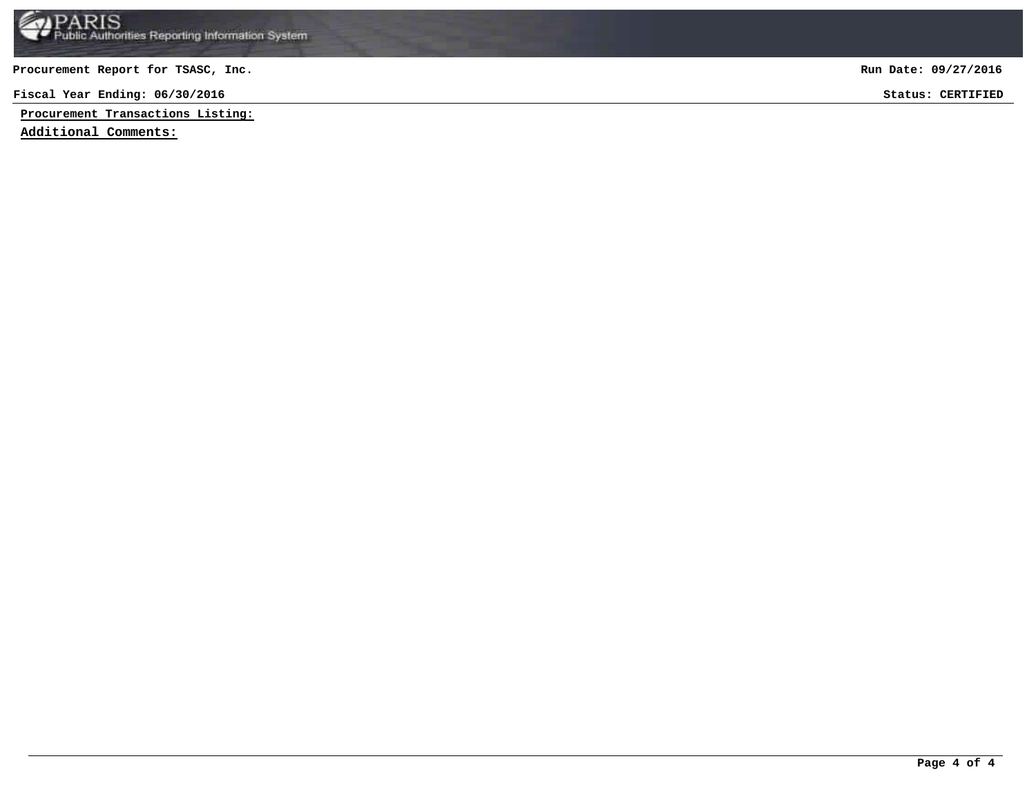**Procurement Report for TSASC, Inc.**

**Run Date: 09/27/2016**

**Fiscal Year Ending: 06/30/2016**

**Status: CERTIFIED**

**Procurement Transactions Listing:**

**Additional Comments:**